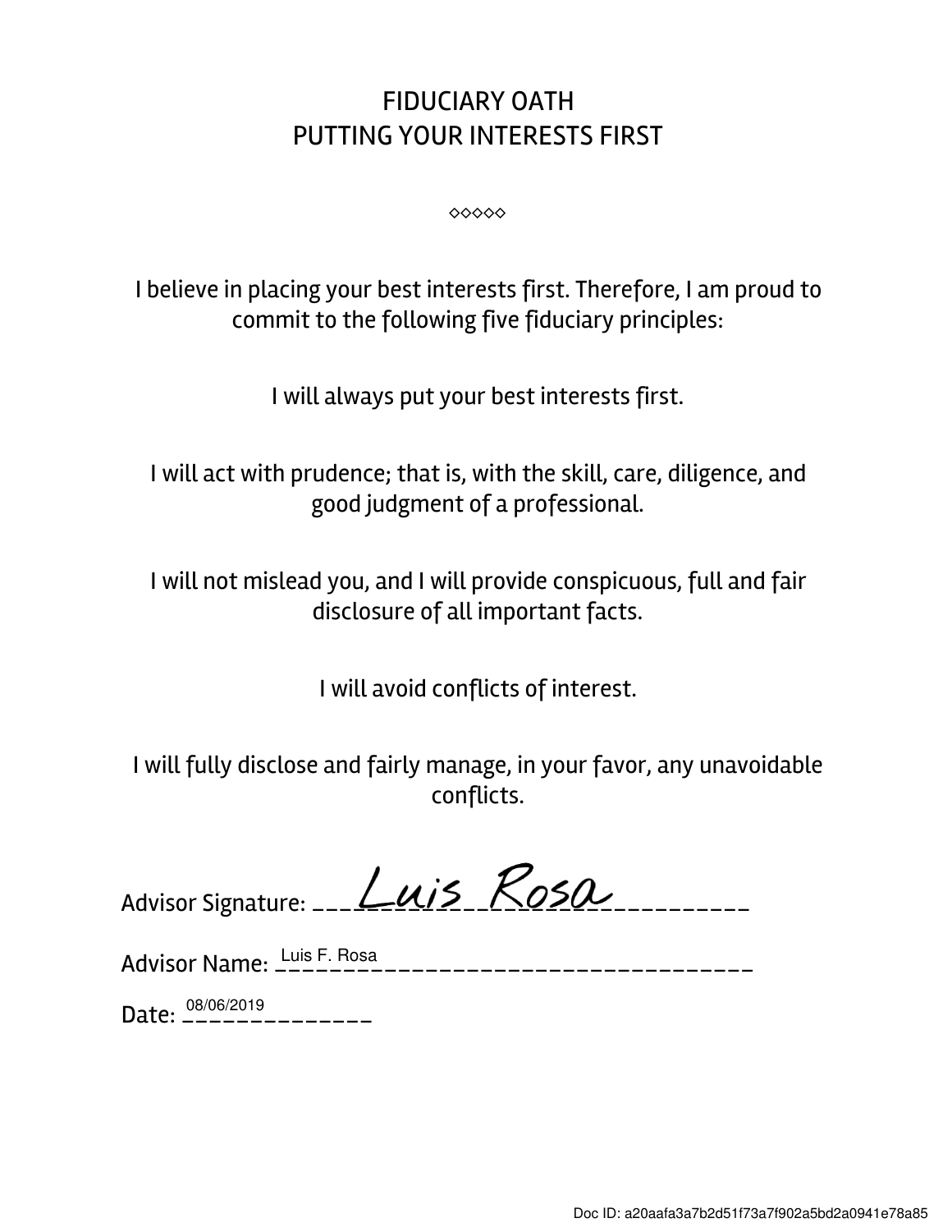# FIDUCIARY OATH
# PUTTING YOUR INTERESTS FIRST

◇◇◇◇◇

I believe in placing your best interests first. Therefore, I am proud to commit to the following five fiduciary principles:

I will always put your best interests first.

I will act with prudence; that is, with the skill, care, diligence, and good judgment of a professional.

I will not mislead you, and I will provide conspicuous, full and fair disclosure of all important facts.

I will avoid conflicts of interest.

I will fully disclose and fairly manage, in your favor, any unavoidable conflicts.

Advisor Signature: Luis Rosa

Advisor Name: Luis F. Rosa

Date: 08/06/2019

Doc ID: a20aafa3a7b2d51f73a7f902a5bd2a0941e78a85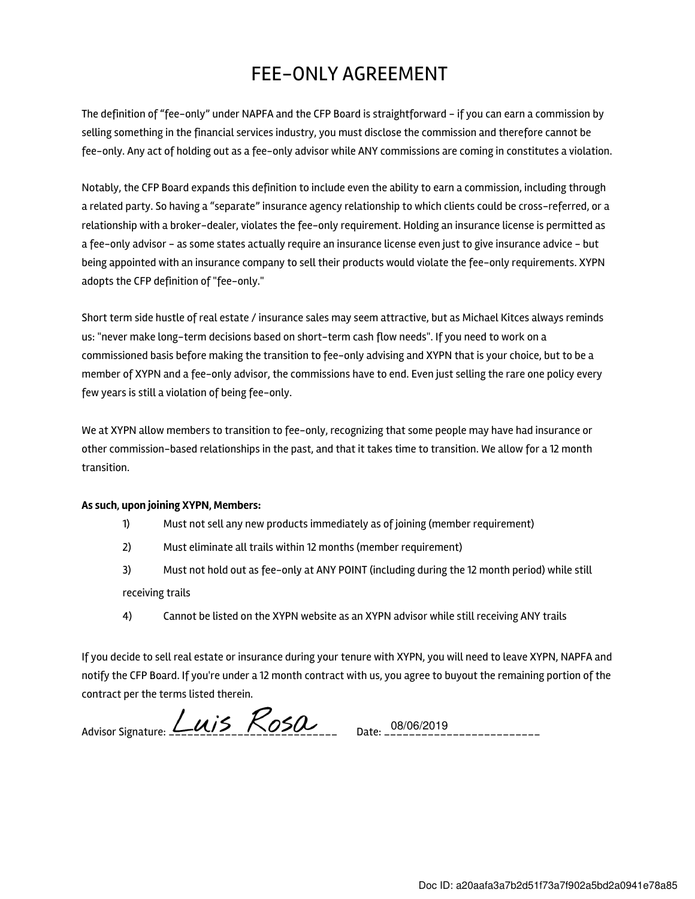# FEE-ONLY AGREEMENT

The definition of "fee-only" under NAPFA and the CFP Board is straightforward - if you can earn a commission by selling something in the financial services industry, you must disclose the commission and therefore cannot be fee-only. Any act of holding out as a fee-only advisor while ANY commissions are coming in constitutes a violation.

Notably, the CFP Board expands this definition to include even the ability to earn a commission, including through a related party. So having a "separate" insurance agency relationship to which clients could be cross-referred, or a relationship with a broker-dealer, violates the fee-only requirement. Holding an insurance license is permitted as a fee-only advisor - as some states actually require an insurance license even just to give insurance advice - but being appointed with an insurance company to sell their products would violate the fee-only requirements. XYPN adopts the CFP definition of "fee-only."

Short term side hustle of real estate / insurance sales may seem attractive, but as Michael Kitces always reminds us: "never make long-term decisions based on short-term cash flow needs". If you need to work on a commissioned basis before making the transition to fee-only advising and XYPN that is your choice, but to be a member of XYPN and a fee-only advisor, the commissions have to end. Even just selling the rare one policy every few years is still a violation of being fee-only.

We at XYPN allow members to transition to fee-only, recognizing that some people may have had insurance or other commission-based relationships in the past, and that it takes time to transition. We allow for a 12 month transition.

**As such, upon joining XYPN, Members:**

1) Must not sell any new products immediately as of joining (member requirement)
2) Must eliminate all trails within 12 months (member requirement)
3) Must not hold out as fee-only at ANY POINT (including during the 12 month period) while still receiving trails
4) Cannot be listed on the XYPN website as an XYPN advisor while still receiving ANY trails

If you decide to sell real estate or insurance during your tenure with XYPN, you will need to leave XYPN, NAPFA and notify the CFP Board. If you're under a 12 month contract with us, you agree to buyout the remaining portion of the contract per the terms listed therein.

Advisor Signature: Luis Rosa     Date: 08/06/2019

Doc ID: a20aafa3a7b2d51f73a7f902a5bd2a0941e78a85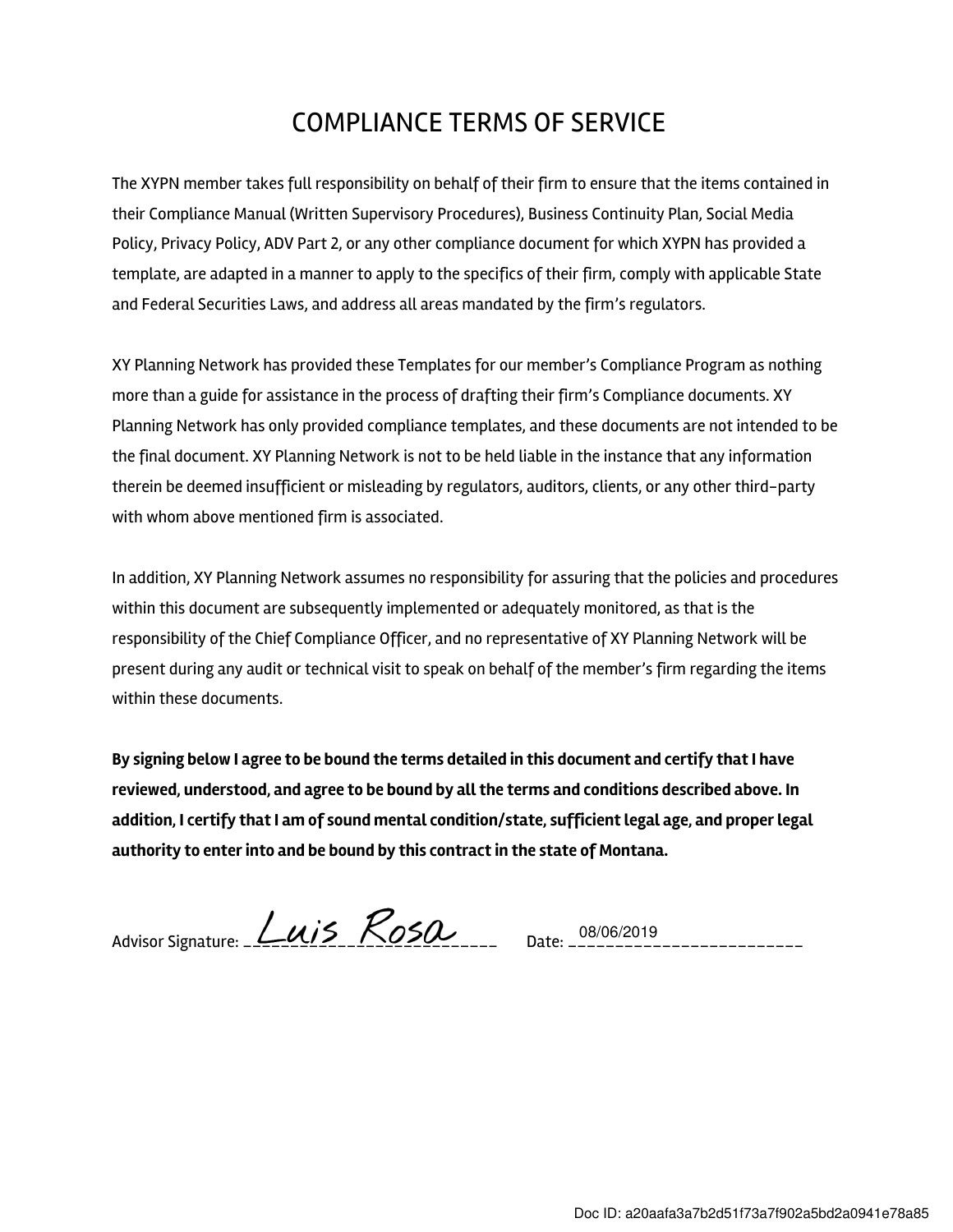# COMPLIANCE TERMS OF SERVICE

The XYPN member takes full responsibility on behalf of their firm to ensure that the items contained in their Compliance Manual (Written Supervisory Procedures), Business Continuity Plan, Social Media Policy, Privacy Policy, ADV Part 2, or any other compliance document for which XYPN has provided a template, are adapted in a manner to apply to the specifics of their firm, comply with applicable State and Federal Securities Laws, and address all areas mandated by the firm's regulators.

XY Planning Network has provided these Templates for our member's Compliance Program as nothing more than a guide for assistance in the process of drafting their firm's Compliance documents. XY Planning Network has only provided compliance templates, and these documents are not intended to be the final document. XY Planning Network is not to be held liable in the instance that any information therein be deemed insufficient or misleading by regulators, auditors, clients, or any other third-party with whom above mentioned firm is associated.

In addition, XY Planning Network assumes no responsibility for assuring that the policies and procedures within this document are subsequently implemented or adequately monitored, as that is the responsibility of the Chief Compliance Officer, and no representative of XY Planning Network will be present during any audit or technical visit to speak on behalf of the member's firm regarding the items within these documents.

**By signing below I agree to be bound the terms detailed in this document and certify that I have reviewed, understood, and agree to be bound by all the terms and conditions described above. In addition, I certify that I am of sound mental condition/state, sufficient legal age, and proper legal authority to enter into and be bound by this contract in the state of Montana.**

Advisor Signature: Luis Rosa     Date: 08/06/2019

Doc ID: a20aafa3a7b2d51f73a7f902a5bd2a0941e78a85